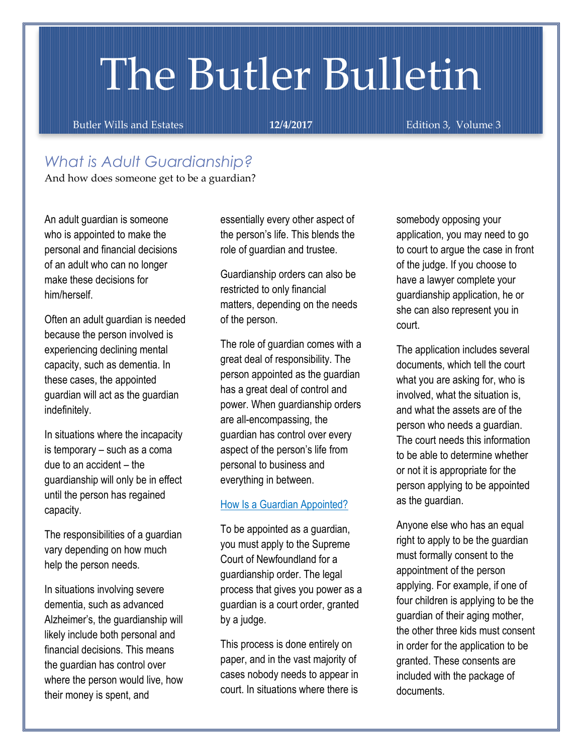# The Butler Bulletin

Butler Wills and Estates **12/4/2017** Edition 3, Volume 3

## *What is Adult Guardianship?*

And how does someone get to be a guardian?

An adult guardian is someone who is appointed to make the personal and financial decisions of an adult who can no longer make these decisions for him/herself.

Often an adult guardian is needed because the person involved is experiencing declining mental capacity, such as dementia. In these cases, the appointed guardian will act as the guardian indefinitely.

In situations where the incapacity is temporary – such as a coma due to an accident – the guardianship will only be in effect until the person has regained capacity.

The responsibilities of a guardian vary depending on how much help the person needs.

In situations involving severe dementia, such as advanced Alzheimer's, the guardianship will likely include both personal and financial decisions. This means the guardian has control over where the person would live, how their money is spent, and essentially every other aspect of the person's life. This blends the role of guardian and trustee.

Guardianship orders can also be restricted to only financial matters, depending on the needs of the person.

The role of guardian comes with a great deal of responsibility. The person appointed as the guardian has a great deal of control and power. When guardianship orders are all-encompassing, the guardian has control over every aspect of the person's life from personal to business and everything in between.

### How Is a Guardian Appointed?

To be appointed as a guardian, you must apply to the Supreme Court of Newfoundland for a guardianship order. The legal process that gives you power as a guardian is a court order, granted by a judge.

This process is done entirely on paper, and in the vast majority of cases nobody needs to appear in court. In situations where there is somebody opposing your application, you may need to go to court to argue the case in front of the judge. If you choose to have a lawyer complete your guardianship application, he or she can also represent you in court.

The application includes several documents, which tell the court what you are asking for, who is involved, what the situation is, and what the assets are of the person who needs a guardian. The court needs this information to be able to determine whether or not it is appropriate for the person applying to be appointed as the guardian.

Anyone else who has an equal right to apply to be the guardian must formally consent to the appointment of the person applying. For example, if one of four children is applying to be the guardian of their aging mother, the other three kids must consent in order for the application to be granted. These consents are included with the package of documents.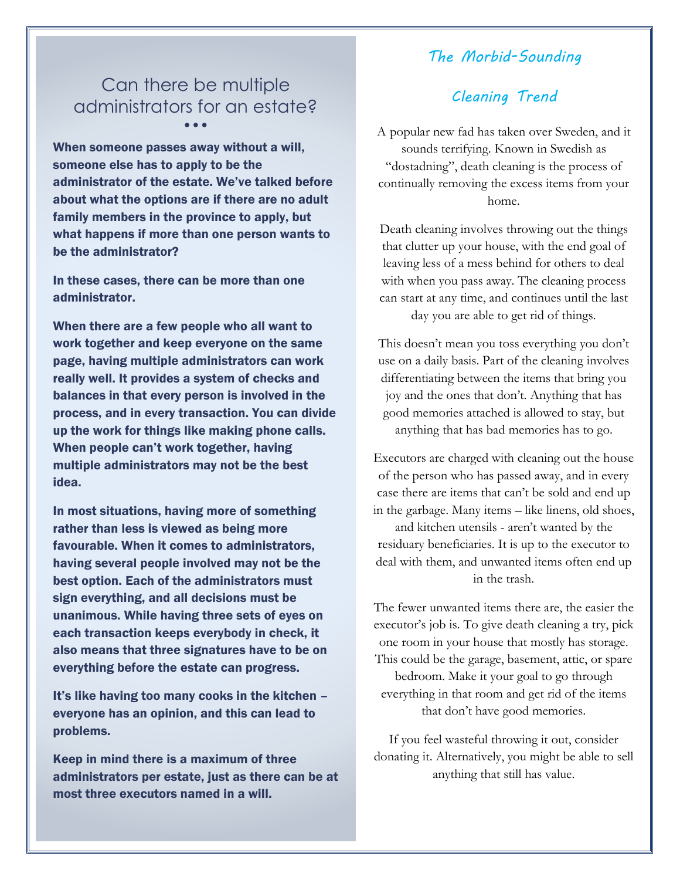## Can there be multiple administrators for an estate?

**When someone passes away without a will, someone else has to apply to be the administrator of the estate. We've talked before about what the options are if there are no adult family members in the province to apply, but what happens if more than one person wants to be the administrator?**

**In these cases, there can be more than one administrator.**

**When there are a few people who all want to work together and keep everyone on the same page, having multiple administrators can work really well. It provides a system of checks and balances in that every person is involved in the process, and in every transaction. You can divide up the work for things like making phone calls. When people can't work together, having multiple administrators may not be the best idea.**

**In most situations, having more of something rather than less is viewed as being more favourable. When it comes to administrators, having several people involved may not be the best option. Each of the administrators must sign everything, and all decisions must be unanimous. While having three sets of eyes on each transaction keeps everybody in check, it also means that three signatures have to be on everything before the estate can progress.**

**It's like having too many cooks in the kitchen – everyone has an opinion, and this can lead to problems.**

**Keep in mind there is a maximum of three administrators per estate, just as there can be at most three executors named in a will.**

## The Morbid-Sounding Cleaning Trend

A popular new fad has taken over Sweden, and it sounds terrifying. Known in Swedish as "dostadning", death cleaning is the process of continually removing the excess items from your home.

Death cleaning involves throwing out the things that clutter up your house, with the end goal of leaving less of a mess behind for others to deal with when you pass away. The cleaning process can start at any time, and continues until the last day you are able to get rid of things.

This doesn't mean you toss everything you don't use on a daily basis. Part of the cleaning involves differentiating between the items that bring you joy and the ones that don't. Anything that has good memories attached is allowed to stay, but anything that has bad memories has to go.

Executors are charged with cleaning out the house of the person who has passed away, and in every case there are items that can't be sold and end up in the garbage. Many items – like linens, old shoes, and kitchen utensils - aren't wanted by the residuary beneficiaries. It is up to the executor to deal with them, and unwanted items often end up in the trash.

The fewer unwanted items there are, the easier the executor's job is. To give death cleaning a try, pick one room in your house that mostly has storage. This could be the garage, basement, attic, or spare bedroom. Make it your goal to go through everything in that room and get rid of the items that don't have good memories.

If you feel wasteful throwing it out, consider donating it. Alternatively, you might be able to sell anything that still has value.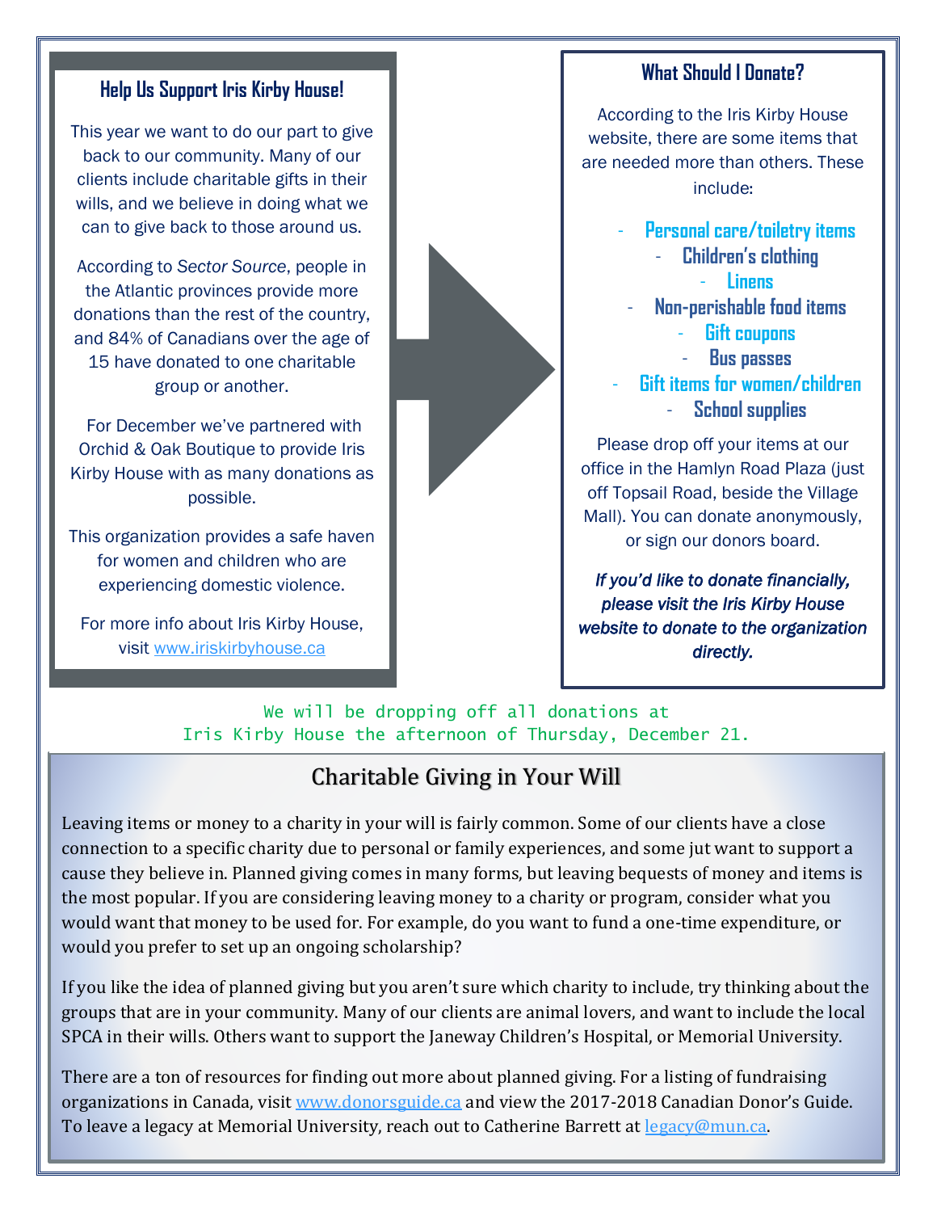### Help Us Support Iris Kirby House!

This year we want to do our part to give back to our community. Many of our clients include charitable gifts in their wills, and we believe in doing what we can to give back to those around us.

According to *Sector Source*, people in the Atlantic provinces provide more donations than the rest of the country, and 84% of Canadians over the age of 15 have donated to one charitable group or another.

For December we've partnered with Orchid & Oak Boutique to provide Iris Kirby House with as many donations as possible.

This organization provides a safe haven for women and children who are experiencing domestic violence.

For more info about Iris Kirby House, visit www.iriskirbyhouse.ca

### What Should I Donate?

According to the Iris Kirby House website, there are some items that are needed more than others. These include:

- **Personal care/toiletry items**
- **Children's clothing**
- **Linens**
- **Non-perishable food items**
- **Gift coupons**
- **Bus passes**
- **Gift items for women/children**
- **School supplies**

Please drop off your items at our office in the Hamlyn Road Plaza (just off Topsail Road, beside the Village Mall). You can donate anonymously, or sign our donors board.

***If you'd like to donate financially, please visit the Iris Kirby House website to donate to the organization directly.***

We will be dropping off all donations at Iris Kirby House the afternoon of Thursday, December 21.

## Charitable Giving in Your Will

Leaving items or money to a charity in your will is fairly common. Some of our clients have a close connection to a specific charity due to personal or family experiences, and some jut want to support a cause they believe in. Planned giving comes in many forms, but leaving bequests of money and items is the most popular. If you are considering leaving money to a charity or program, consider what you would want that money to be used for. For example, do you want to fund a one-time expenditure, or would you prefer to set up an ongoing scholarship?

If you like the idea of planned giving but you aren't sure which charity to include, try thinking about the groups that are in your community. Many of our clients are animal lovers, and want to include the local SPCA in their wills. Others want to support the Janeway Children's Hospital, or Memorial University.

There are a ton of resources for finding out more about planned giving. For a listing of fundraising organizations in Canada, visit www.donorsguide.ca and view the 2017-2018 Canadian Donor's Guide. To leave a legacy at Memorial University, reach out to Catherine Barrett at legacy@mun.ca.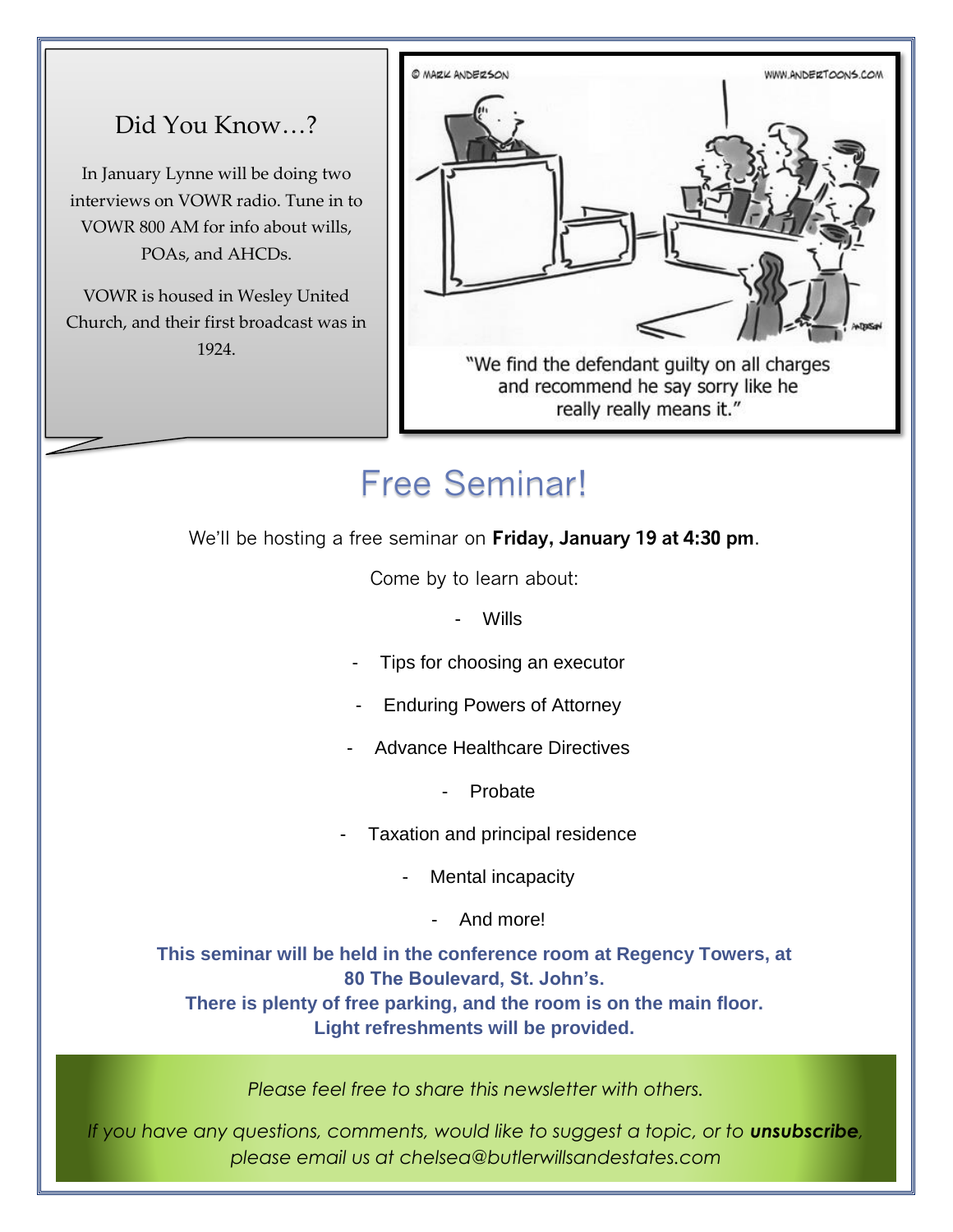## Did You Know…?

In January Lynne will be doing two interviews on VOWR radio. Tune in to VOWR 800 AM for info about wills, POAs, and AHCDs.

VOWR is housed in Wesley United Church, and their first broadcast was in 1924.

"We find the defendant guilty on all charges and recommend he say sorry like he really really means it."

# Free Seminar!

We'll be hosting a free seminar on **Friday, January 19 at 4:30 pm**.

Come by to learn about:

- Wills
- Tips for choosing an executor
- Enduring Powers of Attorney
- Advance Healthcare Directives
- Probate
- Taxation and principal residence
- Mental incapacity
- And more!

**This seminar will be held in the conference room at Regency Towers, at 80 The Boulevard, St. John's.**
**There is plenty of free parking, and the room is on the main floor.**
**Light refreshments will be provided.**

*Please feel free to share this newsletter with others.*

*If you have any questions, comments, would like to suggest a topic, or to **unsubscribe**, please email us at chelsea@butlerwillsandestates.com*